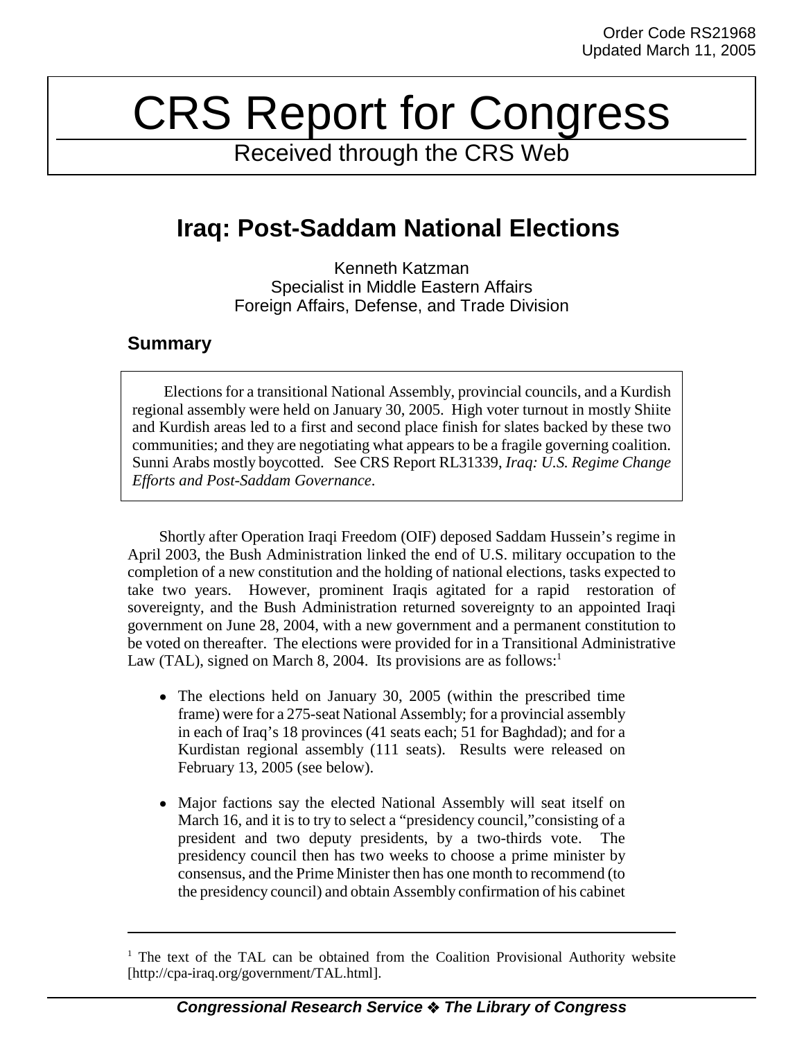Order Code RS21968
Updated March 11, 2005

# CRS Report for Congress

Received through the CRS Web

## Iraq: Post-Saddam National Elections

Kenneth Katzman
Specialist in Middle Eastern Affairs
Foreign Affairs, Defense, and Trade Division

### Summary

> Elections for a transitional National Assembly, provincial councils, and a Kurdish regional assembly were held on January 30, 2005. High voter turnout in mostly Shiite and Kurdish areas led to a first and second place finish for slates backed by these two communities; and they are negotiating what appears to be a fragile governing coalition. Sunni Arabs mostly boycotted. See CRS Report RL31339, *Iraq: U.S. Regime Change Efforts and Post-Saddam Governance*.

Shortly after Operation Iraqi Freedom (OIF) deposed Saddam Hussein's regime in April 2003, the Bush Administration linked the end of U.S. military occupation to the completion of a new constitution and the holding of national elections, tasks expected to take two years. However, prominent Iraqis agitated for a rapid restoration of sovereignty, and the Bush Administration returned sovereignty to an appointed Iraqi government on June 28, 2004, with a new government and a permanent constitution to be voted on thereafter. The elections were provided for in a Transitional Administrative Law (TAL), signed on March 8, 2004. Its provisions are as follows:[1]

- The elections held on January 30, 2005 (within the prescribed time frame) were for a 275-seat National Assembly; for a provincial assembly in each of Iraq's 18 provinces (41 seats each; 51 for Baghdad); and for a Kurdistan regional assembly (111 seats). Results were released on February 13, 2005 (see below).
- Major factions say the elected National Assembly will seat itself on March 16, and it is to try to select a "presidency council," consisting of a president and two deputy presidents, by a two-thirds vote. The presidency council then has two weeks to choose a prime minister by consensus, and the Prime Minister then has one month to recommend (to the presidency council) and obtain Assembly confirmation of his cabinet

---

[1] The text of the TAL can be obtained from the Coalition Provisional Authority website [http://cpa-iraq.org/government/TAL.html].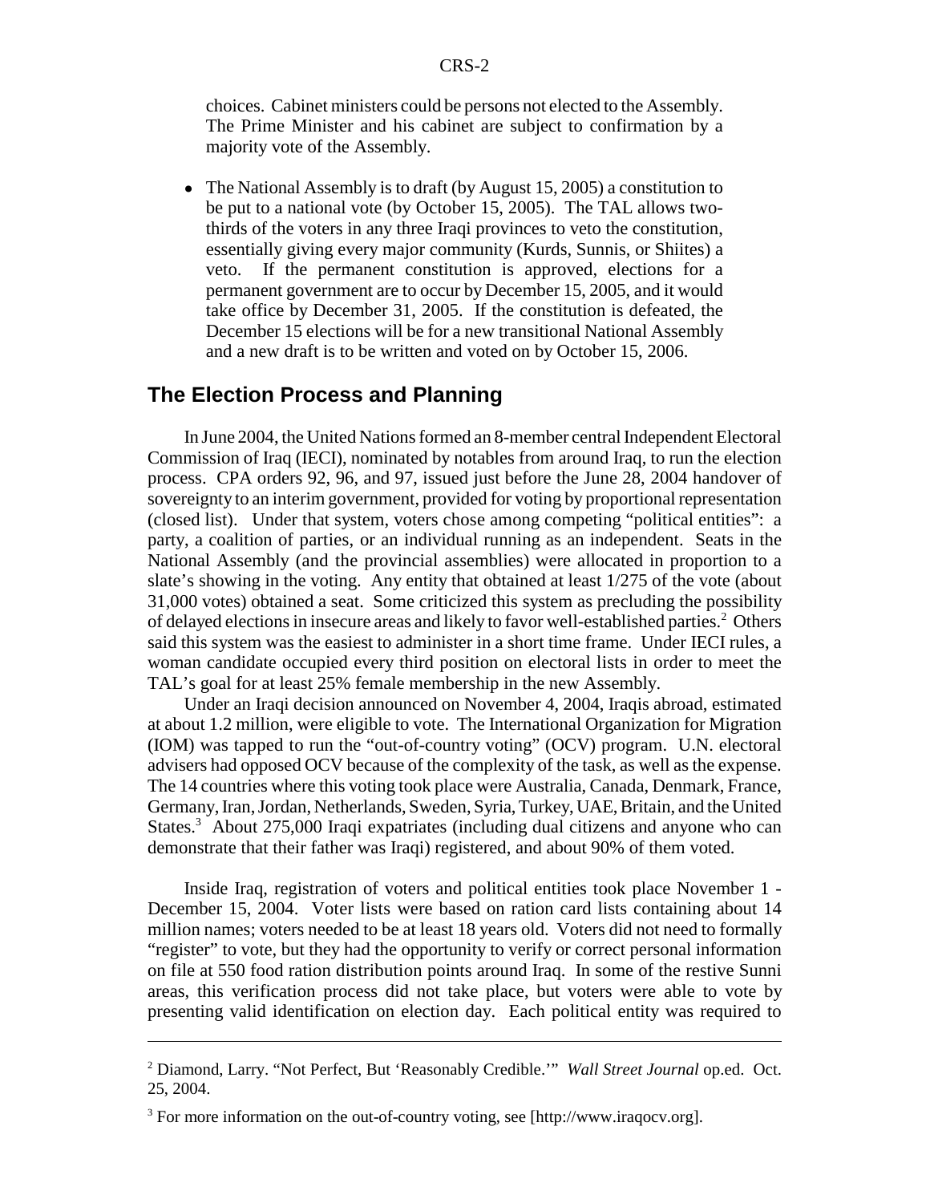choices. Cabinet ministers could be persons not elected to the Assembly. The Prime Minister and his cabinet are subject to confirmation by a majority vote of the Assembly.

- The National Assembly is to draft (by August 15, 2005) a constitution to be put to a national vote (by October 15, 2005). The TAL allows two-thirds of the voters in any three Iraqi provinces to veto the constitution, essentially giving every major community (Kurds, Sunnis, or Shiites) a veto. If the permanent constitution is approved, elections for a permanent government are to occur by December 15, 2005, and it would take office by December 31, 2005. If the constitution is defeated, the December 15 elections will be for a new transitional National Assembly and a new draft is to be written and voted on by October 15, 2006.

## The Election Process and Planning

In June 2004, the United Nations formed an 8-member central Independent Electoral Commission of Iraq (IECI), nominated by notables from around Iraq, to run the election process. CPA orders 92, 96, and 97, issued just before the June 28, 2004 handover of sovereignty to an interim government, provided for voting by proportional representation (closed list). Under that system, voters chose among competing "political entities": a party, a coalition of parties, or an individual running as an independent. Seats in the National Assembly (and the provincial assemblies) were allocated in proportion to a slate's showing in the voting. Any entity that obtained at least 1/275 of the vote (about 31,000 votes) obtained a seat. Some criticized this system as precluding the possibility of delayed elections in insecure areas and likely to favor well-established parties.[2] Others said this system was the easiest to administer in a short time frame. Under IECI rules, a woman candidate occupied every third position on electoral lists in order to meet the TAL's goal for at least 25% female membership in the new Assembly.

Under an Iraqi decision announced on November 4, 2004, Iraqis abroad, estimated at about 1.2 million, were eligible to vote. The International Organization for Migration (IOM) was tapped to run the "out-of-country voting" (OCV) program. U.N. electoral advisers had opposed OCV because of the complexity of the task, as well as the expense. The 14 countries where this voting took place were Australia, Canada, Denmark, France, Germany, Iran, Jordan, Netherlands, Sweden, Syria, Turkey, UAE, Britain, and the United States.[3] About 275,000 Iraqi expatriates (including dual citizens and anyone who can demonstrate that their father was Iraqi) registered, and about 90% of them voted.

Inside Iraq, registration of voters and political entities took place November 1 - December 15, 2004. Voter lists were based on ration card lists containing about 14 million names; voters needed to be at least 18 years old. Voters did not need to formally "register" to vote, but they had the opportunity to verify or correct personal information on file at 550 food ration distribution points around Iraq. In some of the restive Sunni areas, this verification process did not take place, but voters were able to vote by presenting valid identification on election day. Each political entity was required to

---

[2] Diamond, Larry. "Not Perfect, But 'Reasonably Credible.'" *Wall Street Journal* op.ed. Oct. 25, 2004.

[3] For more information on the out-of-country voting, see [http://www.iraqocv.org].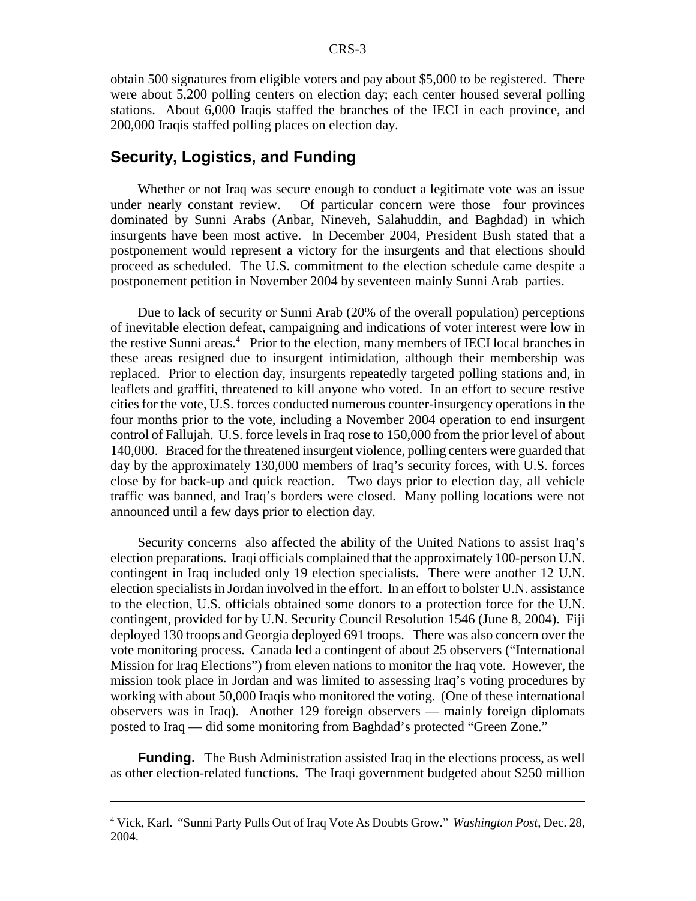obtain 500 signatures from eligible voters and pay about $5,000 to be registered. There were about 5,200 polling centers on election day; each center housed several polling stations. About 6,000 Iraqis staffed the branches of the IECI in each province, and 200,000 Iraqis staffed polling places on election day.

## Security, Logistics, and Funding

Whether or not Iraq was secure enough to conduct a legitimate vote was an issue under nearly constant review. Of particular concern were those four provinces dominated by Sunni Arabs (Anbar, Nineveh, Salahuddin, and Baghdad) in which insurgents have been most active. In December 2004, President Bush stated that a postponement would represent a victory for the insurgents and that elections should proceed as scheduled. The U.S. commitment to the election schedule came despite a postponement petition in November 2004 by seventeen mainly Sunni Arab parties.

Due to lack of security or Sunni Arab (20% of the overall population) perceptions of inevitable election defeat, campaigning and indications of voter interest were low in the restive Sunni areas.[4] Prior to the election, many members of IECI local branches in these areas resigned due to insurgent intimidation, although their membership was replaced. Prior to election day, insurgents repeatedly targeted polling stations and, in leaflets and graffiti, threatened to kill anyone who voted. In an effort to secure restive cities for the vote, U.S. forces conducted numerous counter-insurgency operations in the four months prior to the vote, including a November 2004 operation to end insurgent control of Fallujah. U.S. force levels in Iraq rose to 150,000 from the prior level of about 140,000. Braced for the threatened insurgent violence, polling centers were guarded that day by the approximately 130,000 members of Iraq's security forces, with U.S. forces close by for back-up and quick reaction. Two days prior to election day, all vehicle traffic was banned, and Iraq's borders were closed. Many polling locations were not announced until a few days prior to election day.

Security concerns also affected the ability of the United Nations to assist Iraq's election preparations. Iraqi officials complained that the approximately 100-person U.N. contingent in Iraq included only 19 election specialists. There were another 12 U.N. election specialists in Jordan involved in the effort. In an effort to bolster U.N. assistance to the election, U.S. officials obtained some donors to a protection force for the U.N. contingent, provided for by U.N. Security Council Resolution 1546 (June 8, 2004). Fiji deployed 130 troops and Georgia deployed 691 troops. There was also concern over the vote monitoring process. Canada led a contingent of about 25 observers ("International Mission for Iraq Elections") from eleven nations to monitor the Iraq vote. However, the mission took place in Jordan and was limited to assessing Iraq's voting procedures by working with about 50,000 Iraqis who monitored the voting. (One of these international observers was in Iraq). Another 129 foreign observers — mainly foreign diplomats posted to Iraq — did some monitoring from Baghdad's protected "Green Zone."

**Funding.** The Bush Administration assisted Iraq in the elections process, as well as other election-related functions. The Iraqi government budgeted about $250 million

---

[4] Vick, Karl. "Sunni Party Pulls Out of Iraq Vote As Doubts Grow." *Washington Post*, Dec. 28, 2004.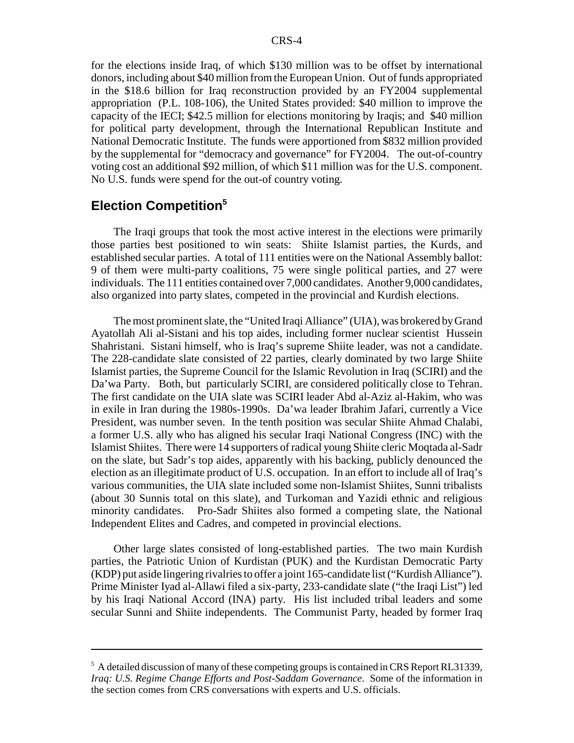for the elections inside Iraq, of which $130 million was to be offset by international donors, including about $40 million from the European Union. Out of funds appropriated in the $18.6 billion for Iraq reconstruction provided by an FY2004 supplemental appropriation (P.L. 108-106), the United States provided: $40 million to improve the capacity of the IECI; $42.5 million for elections monitoring by Iraqis; and $40 million for political party development, through the International Republican Institute and National Democratic Institute. The funds were apportioned from $832 million provided by the supplemental for "democracy and governance" for FY2004. The out-of-country voting cost an additional $92 million, of which $11 million was for the U.S. component. No U.S. funds were spend for the out-of country voting.

## Election Competition[5]

The Iraqi groups that took the most active interest in the elections were primarily those parties best positioned to win seats: Shiite Islamist parties, the Kurds, and established secular parties. A total of 111 entities were on the National Assembly ballot: 9 of them were multi-party coalitions, 75 were single political parties, and 27 were individuals. The 111 entities contained over 7,000 candidates. Another 9,000 candidates, also organized into party slates, competed in the provincial and Kurdish elections.

The most prominent slate, the "United Iraqi Alliance" (UIA), was brokered by Grand Ayatollah Ali al-Sistani and his top aides, including former nuclear scientist Hussein Shahristani. Sistani himself, who is Iraq's supreme Shiite leader, was not a candidate. The 228-candidate slate consisted of 22 parties, clearly dominated by two large Shiite Islamist parties, the Supreme Council for the Islamic Revolution in Iraq (SCIRI) and the Da'wa Party. Both, but particularly SCIRI, are considered politically close to Tehran. The first candidate on the UIA slate was SCIRI leader Abd al-Aziz al-Hakim, who was in exile in Iran during the 1980s-1990s. Da'wa leader Ibrahim Jafari, currently a Vice President, was number seven. In the tenth position was secular Shiite Ahmad Chalabi, a former U.S. ally who has aligned his secular Iraqi National Congress (INC) with the Islamist Shiites. There were 14 supporters of radical young Shiite cleric Moqtada al-Sadr on the slate, but Sadr's top aides, apparently with his backing, publicly denounced the election as an illegitimate product of U.S. occupation. In an effort to include all of Iraq's various communities, the UIA slate included some non-Islamist Shiites, Sunni tribalists (about 30 Sunnis total on this slate), and Turkoman and Yazidi ethnic and religious minority candidates. Pro-Sadr Shiites also formed a competing slate, the National Independent Elites and Cadres, and competed in provincial elections.

Other large slates consisted of long-established parties. The two main Kurdish parties, the Patriotic Union of Kurdistan (PUK) and the Kurdistan Democratic Party (KDP) put aside lingering rivalries to offer a joint 165-candidate list ("Kurdish Alliance"). Prime Minister Iyad al-Allawi filed a six-party, 233-candidate slate ("the Iraqi List") led by his Iraqi National Accord (INA) party. His list included tribal leaders and some secular Sunni and Shiite independents. The Communist Party, headed by former Iraq

---

[5] A detailed discussion of many of these competing groups is contained in CRS Report RL31339, *Iraq: U.S. Regime Change Efforts and Post-Saddam Governance*. Some of the information in the section comes from CRS conversations with experts and U.S. officials.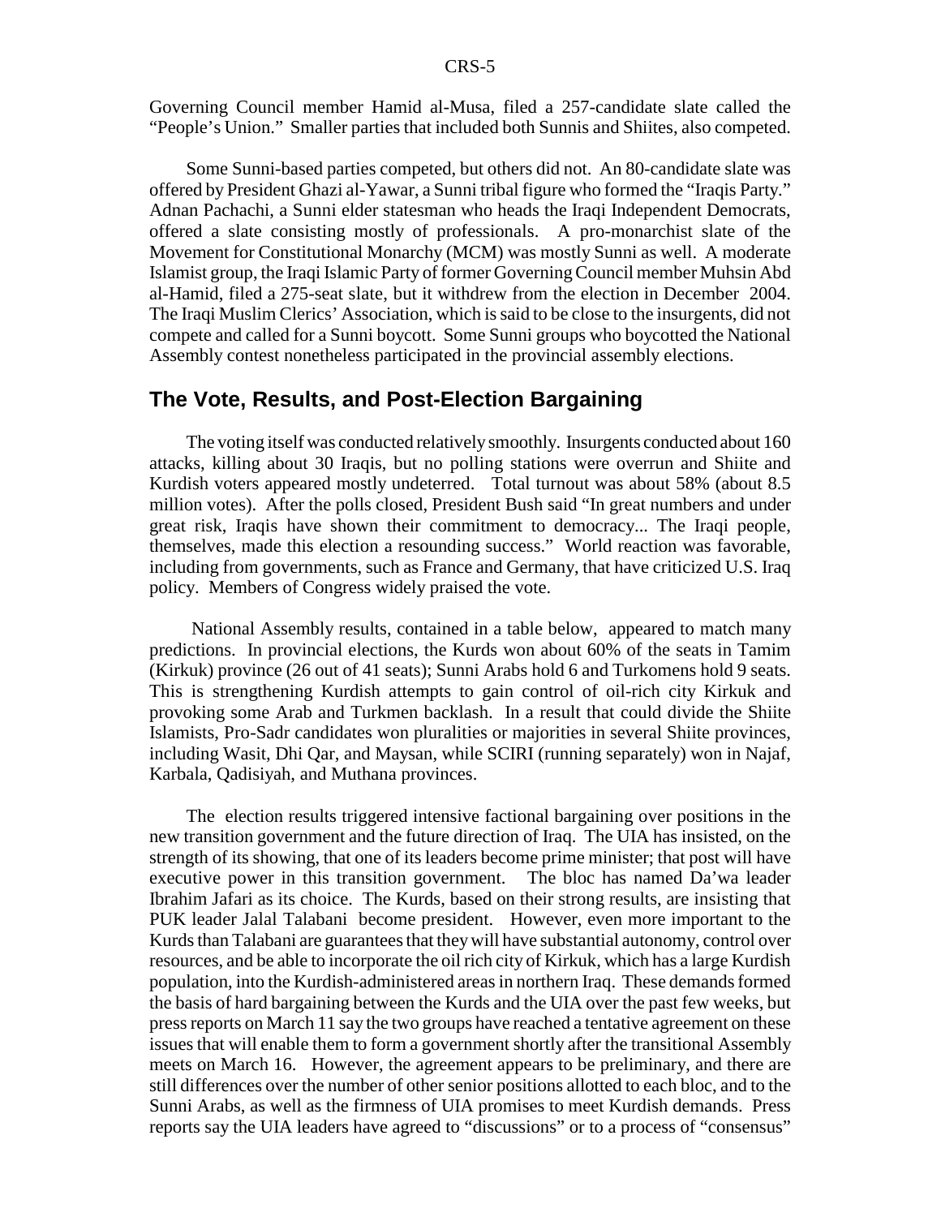Governing Council member Hamid al-Musa, filed a 257-candidate slate called the "People's Union." Smaller parties that included both Sunnis and Shiites, also competed.

Some Sunni-based parties competed, but others did not. An 80-candidate slate was offered by President Ghazi al-Yawar, a Sunni tribal figure who formed the "Iraqis Party." Adnan Pachachi, a Sunni elder statesman who heads the Iraqi Independent Democrats, offered a slate consisting mostly of professionals. A pro-monarchist slate of the Movement for Constitutional Monarchy (MCM) was mostly Sunni as well. A moderate Islamist group, the Iraqi Islamic Party of former Governing Council member Muhsin Abd al-Hamid, filed a 275-seat slate, but it withdrew from the election in December 2004. The Iraqi Muslim Clerics' Association, which is said to be close to the insurgents, did not compete and called for a Sunni boycott. Some Sunni groups who boycotted the National Assembly contest nonetheless participated in the provincial assembly elections.

## The Vote, Results, and Post-Election Bargaining

The voting itself was conducted relatively smoothly. Insurgents conducted about 160 attacks, killing about 30 Iraqis, but no polling stations were overrun and Shiite and Kurdish voters appeared mostly undeterred. Total turnout was about 58% (about 8.5 million votes). After the polls closed, President Bush said "In great numbers and under great risk, Iraqis have shown their commitment to democracy... The Iraqi people, themselves, made this election a resounding success." World reaction was favorable, including from governments, such as France and Germany, that have criticized U.S. Iraq policy. Members of Congress widely praised the vote.

National Assembly results, contained in a table below, appeared to match many predictions. In provincial elections, the Kurds won about 60% of the seats in Tamim (Kirkuk) province (26 out of 41 seats); Sunni Arabs hold 6 and Turkomens hold 9 seats. This is strengthening Kurdish attempts to gain control of oil-rich city Kirkuk and provoking some Arab and Turkmen backlash. In a result that could divide the Shiite Islamists, Pro-Sadr candidates won pluralities or majorities in several Shiite provinces, including Wasit, Dhi Qar, and Maysan, while SCIRI (running separately) won in Najaf, Karbala, Qadisiyah, and Muthana provinces.

The election results triggered intensive factional bargaining over positions in the new transition government and the future direction of Iraq. The UIA has insisted, on the strength of its showing, that one of its leaders become prime minister; that post will have executive power in this transition government. The bloc has named Da'wa leader Ibrahim Jafari as its choice. The Kurds, based on their strong results, are insisting that PUK leader Jalal Talabani become president. However, even more important to the Kurds than Talabani are guarantees that they will have substantial autonomy, control over resources, and be able to incorporate the oil rich city of Kirkuk, which has a large Kurdish population, into the Kurdish-administered areas in northern Iraq. These demands formed the basis of hard bargaining between the Kurds and the UIA over the past few weeks, but press reports on March 11 say the two groups have reached a tentative agreement on these issues that will enable them to form a government shortly after the transitional Assembly meets on March 16. However, the agreement appears to be preliminary, and there are still differences over the number of other senior positions allotted to each bloc, and to the Sunni Arabs, as well as the firmness of UIA promises to meet Kurdish demands. Press reports say the UIA leaders have agreed to "discussions" or to a process of "consensus"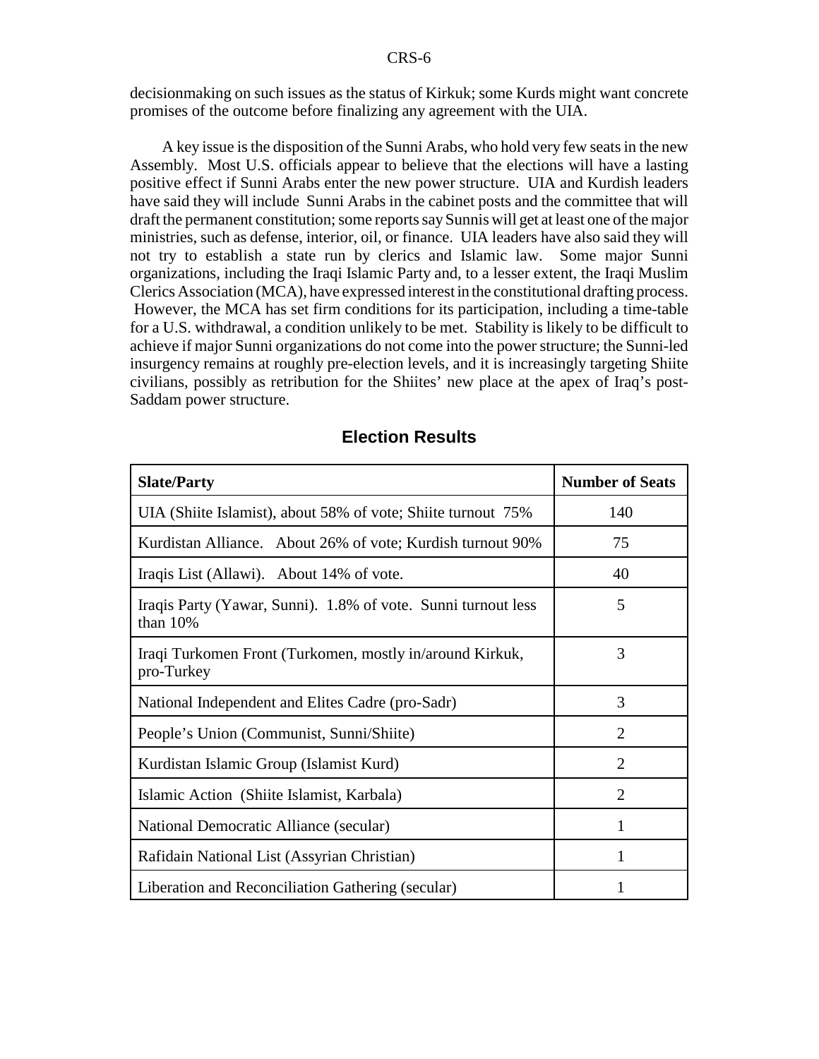decisionmaking on such issues as the status of Kirkuk; some Kurds might want concrete promises of the outcome before finalizing any agreement with the UIA.

A key issue is the disposition of the Sunni Arabs, who hold very few seats in the new Assembly. Most U.S. officials appear to believe that the elections will have a lasting positive effect if Sunni Arabs enter the new power structure. UIA and Kurdish leaders have said they will include Sunni Arabs in the cabinet posts and the committee that will draft the permanent constitution; some reports say Sunnis will get at least one of the major ministries, such as defense, interior, oil, or finance. UIA leaders have also said they will not try to establish a state run by clerics and Islamic law. Some major Sunni organizations, including the Iraqi Islamic Party and, to a lesser extent, the Iraqi Muslim Clerics Association (MCA), have expressed interest in the constitutional drafting process. However, the MCA has set firm conditions for its participation, including a time-table for a U.S. withdrawal, a condition unlikely to be met. Stability is likely to be difficult to achieve if major Sunni organizations do not come into the power structure; the Sunni-led insurgency remains at roughly pre-election levels, and it is increasingly targeting Shiite civilians, possibly as retribution for the Shiites' new place at the apex of Iraq's post-Saddam power structure.

## Election Results

| Slate/Party | Number of Seats |
|---|---|
| UIA (Shiite Islamist), about 58% of vote; Shiite turnout 75% | 140 |
| Kurdistan Alliance. About 26% of vote; Kurdish turnout 90% | 75 |
| Iraqis List (Allawi). About 14% of vote. | 40 |
| Iraqis Party (Yawar, Sunni). 1.8% of vote. Sunni turnout less than 10% | 5 |
| Iraqi Turkomen Front (Turkomen, mostly in/around Kirkuk, pro-Turkey | 3 |
| National Independent and Elites Cadre (pro-Sadr) | 3 |
| People's Union (Communist, Sunni/Shiite) | 2 |
| Kurdistan Islamic Group (Islamist Kurd) | 2 |
| Islamic Action (Shiite Islamist, Karbala) | 2 |
| National Democratic Alliance (secular) | 1 |
| Rafidain National List (Assyrian Christian) | 1 |
| Liberation and Reconciliation Gathering (secular) | 1 |